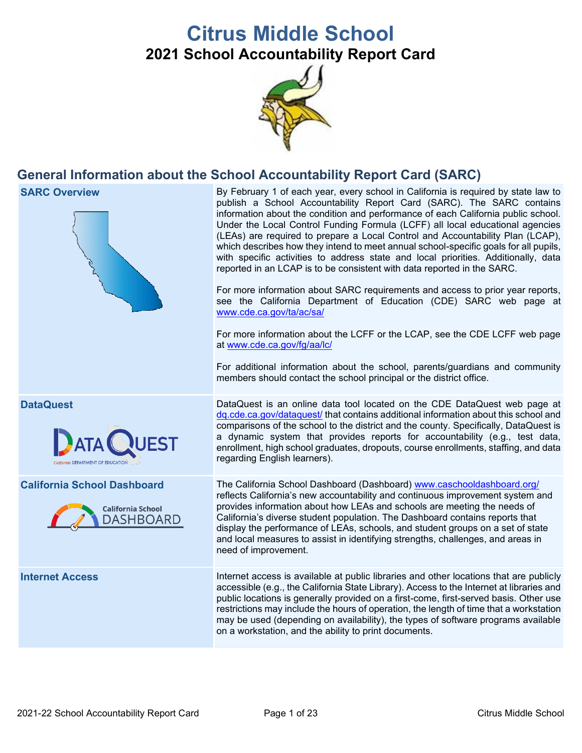# Citrus Middle School

## 2021 School Accountability Report Card

## General Information about the School Accountability Report Card (SARC)

| | |
|---|---|
| **SARC Overview** | By February 1 of each year, every school in California is required by state law to publish a School Accountability Report Card (SARC). The SARC contains information about the condition and performance of each California public school. Under the Local Control Funding Formula (LCFF) all local educational agencies (LEAs) are required to prepare a Local Control and Accountability Plan (LCAP), which describes how they intend to meet annual school-specific goals for all pupils, with specific activities to address state and local priorities. Additionally, data reported in an LCAP is to be consistent with data reported in the SARC.<br><br>For more information about SARC requirements and access to prior year reports, see the California Department of Education (CDE) SARC web page at www.cde.ca.gov/ta/ac/sa/<br><br>For more information about the LCFF or the LCAP, see the CDE LCFF web page at www.cde.ca.gov/fg/aa/lc/<br><br>For additional information about the school, parents/guardians and community members should contact the school principal or the district office. |
| **DataQuest** | DataQuest is an online data tool located on the CDE DataQuest web page at dq.cde.ca.gov/dataquest/ that contains additional information about this school and comparisons of the school to the district and the county. Specifically, DataQuest is a dynamic system that provides reports for accountability (e.g., test data, enrollment, high school graduates, dropouts, course enrollments, staffing, and data regarding English learners). |
| **California School Dashboard** | The California School Dashboard (Dashboard) www.caschooldashboard.org/ reflects California's new accountability and continuous improvement system and provides information about how LEAs and schools are meeting the needs of California's diverse student population. The Dashboard contains reports that display the performance of LEAs, schools, and student groups on a set of state and local measures to assist in identifying strengths, challenges, and areas in need of improvement. |
| **Internet Access** | Internet access is available at public libraries and other locations that are publicly accessible (e.g., the California State Library). Access to the Internet at libraries and public locations is generally provided on a first-come, first-served basis. Other use restrictions may include the hours of operation, the length of time that a workstation may be used (depending on availability), the types of software programs available on a workstation, and the ability to print documents. |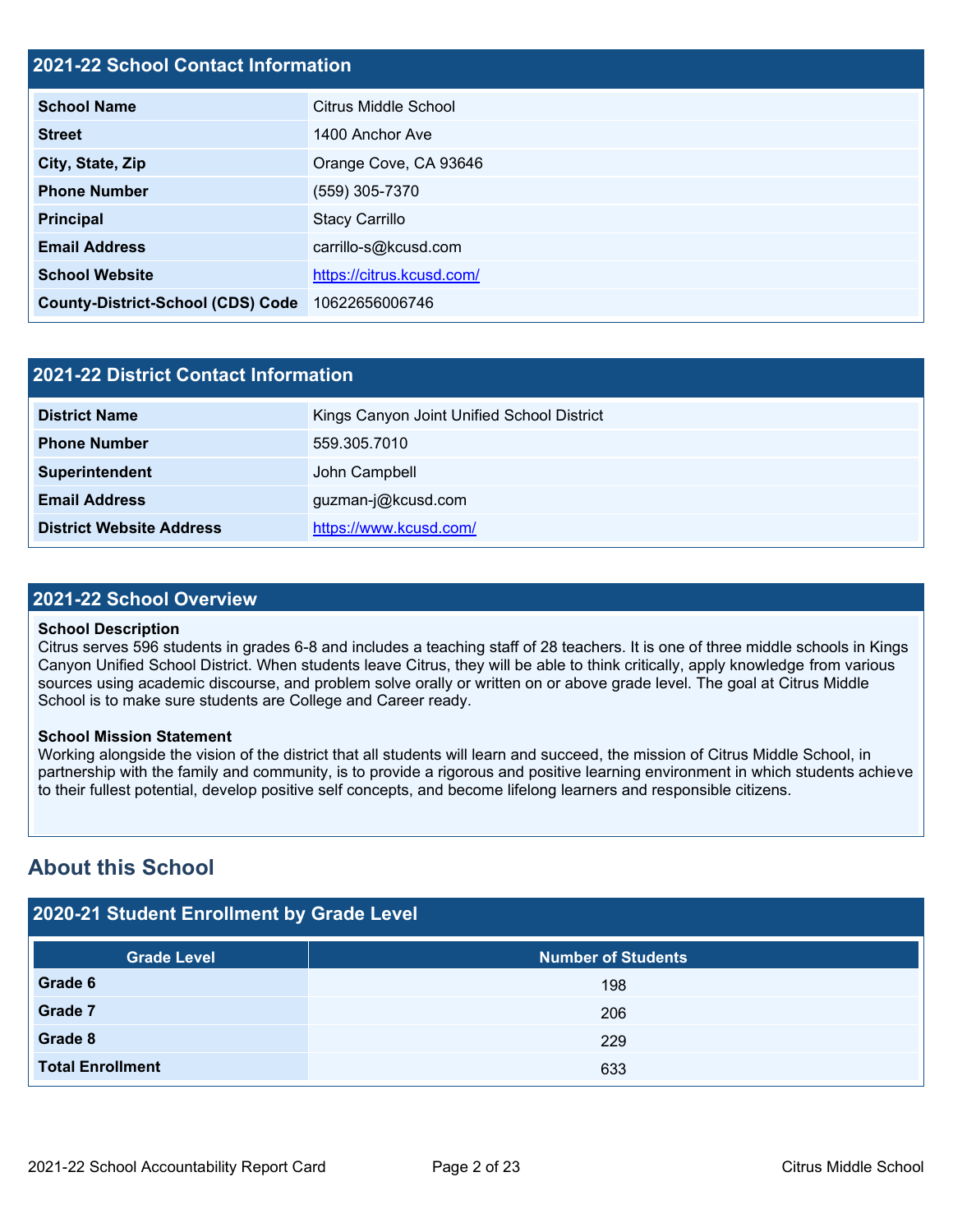## 2021-22 School Contact Information

| | |
|---|---|
| **School Name** | Citrus Middle School |
| **Street** | 1400 Anchor Ave |
| **City, State, Zip** | Orange Cove, CA 93646 |
| **Phone Number** | (559) 305-7370 |
| **Principal** | Stacy Carrillo |
| **Email Address** | carrillo-s@kcusd.com |
| **School Website** | https://citrus.kcusd.com/ |
| **County-District-School (CDS) Code** | 10622656006746 |

## 2021-22 District Contact Information

| | |
|---|---|
| **District Name** | Kings Canyon Joint Unified School District |
| **Phone Number** | 559.305.7010 |
| **Superintendent** | John Campbell |
| **Email Address** | guzman-j@kcusd.com |
| **District Website Address** | https://www.kcusd.com/ |

## 2021-22 School Overview

**School Description**
Citrus serves 596 students in grades 6-8 and includes a teaching staff of 28 teachers. It is one of three middle schools in Kings Canyon Unified School District. When students leave Citrus, they will be able to think critically, apply knowledge from various sources using academic discourse, and problem solve orally or written on or above grade level. The goal at Citrus Middle School is to make sure students are College and Career ready.

**School Mission Statement**
Working alongside the vision of the district that all students will learn and succeed, the mission of Citrus Middle School, in partnership with the family and community, is to provide a rigorous and positive learning environment in which students achieve to their fullest potential, develop positive self concepts, and become lifelong learners and responsible citizens.

# About this School

## 2020-21 Student Enrollment by Grade Level

| Grade Level | Number of Students |
|---|---|
| **Grade 6** | 198 |
| **Grade 7** | 206 |
| **Grade 8** | 229 |
| **Total Enrollment** | 633 |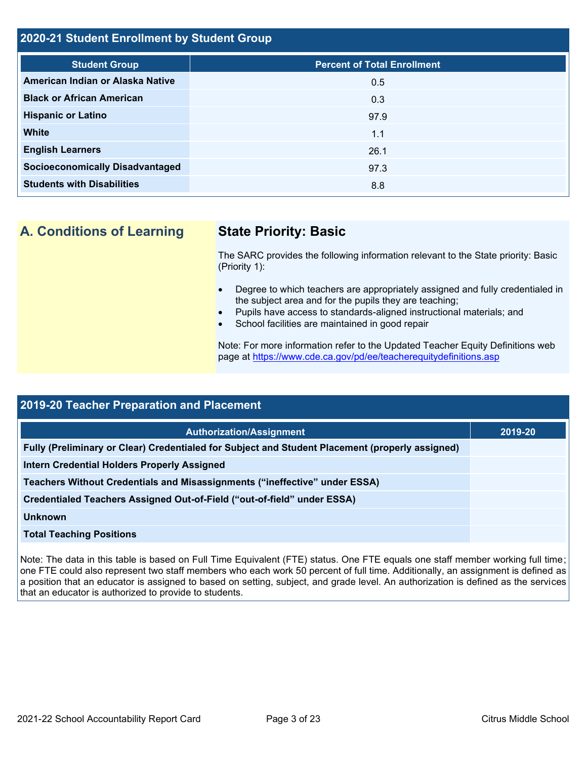## 2020-21 Student Enrollment by Student Group

| Student Group | Percent of Total Enrollment |
| --- | --- |
| American Indian or Alaska Native | 0.5 |
| Black or African American | 0.3 |
| Hispanic or Latino | 97.9 |
| White | 1.1 |
| English Learners | 26.1 |
| Socioeconomically Disadvantaged | 97.3 |
| Students with Disabilities | 8.8 |

## A. Conditions of Learning

### State Priority: Basic

The SARC provides the following information relevant to the State priority: Basic (Priority 1):

- Degree to which teachers are appropriately assigned and fully credentialed in the subject area and for the pupils they are teaching;
- Pupils have access to standards-aligned instructional materials; and
- School facilities are maintained in good repair

Note: For more information refer to the Updated Teacher Equity Definitions web page at https://www.cde.ca.gov/pd/ee/teacherequitydefinitions.asp

## 2019-20 Teacher Preparation and Placement

| Authorization/Assignment | 2019-20 |
| --- | --- |
| Fully (Preliminary or Clear) Credentialed for Subject and Student Placement (properly assigned) | |
| Intern Credential Holders Properly Assigned | |
| Teachers Without Credentials and Misassignments ("ineffective" under ESSA) | |
| Credentialed Teachers Assigned Out-of-Field ("out-of-field" under ESSA) | |
| Unknown | |
| Total Teaching Positions | |

Note: The data in this table is based on Full Time Equivalent (FTE) status. One FTE equals one staff member working full time; one FTE could also represent two staff members who each work 50 percent of full time. Additionally, an assignment is defined as a position that an educator is assigned to based on setting, subject, and grade level. An authorization is defined as the services that an educator is authorized to provide to students.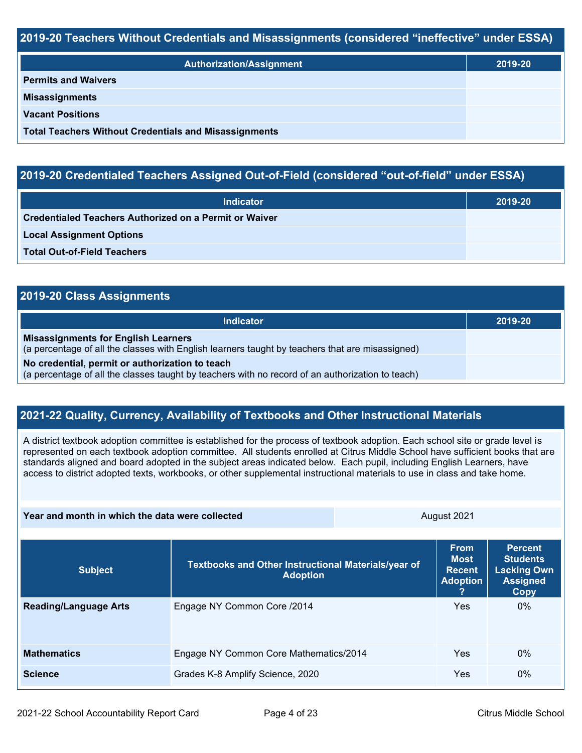## 2019-20 Teachers Without Credentials and Misassignments (considered "ineffective" under ESSA)

| Authorization/Assignment | 2019-20 |
| --- | --- |
| **Permits and Waivers** | |
| **Misassignments** | |
| **Vacant Positions** | |
| **Total Teachers Without Credentials and Misassignments** | |

## 2019-20 Credentialed Teachers Assigned Out-of-Field (considered "out-of-field" under ESSA)

| Indicator | 2019-20 |
| --- | --- |
| **Credentialed Teachers Authorized on a Permit or Waiver** | |
| **Local Assignment Options** | |
| **Total Out-of-Field Teachers** | |

## 2019-20 Class Assignments

| Indicator | 2019-20 |
| --- | --- |
| **Misassignments for English Learners** (a percentage of all the classes with English learners taught by teachers that are misassigned) | |
| **No credential, permit or authorization to teach** (a percentage of all the classes taught by teachers with no record of an authorization to teach) | |

## 2021-22 Quality, Currency, Availability of Textbooks and Other Instructional Materials

A district textbook adoption committee is established for the process of textbook adoption. Each school site or grade level is represented on each textbook adoption committee. All students enrolled at Citrus Middle School have sufficient books that are standards aligned and board adopted in the subject areas indicated below. Each pupil, including English Learners, have access to district adopted texts, workbooks, or other supplemental instructional materials to use in class and take home.

| Year and month in which the data were collected | August 2021 |
| --- | --- |

| Subject | Textbooks and Other Instructional Materials/year of Adoption | From Most Recent Adoption ? | Percent Students Lacking Own Assigned Copy |
| --- | --- | --- | --- |
| **Reading/Language Arts** | Engage NY Common Core /2014 | Yes | 0% |
| **Mathematics** | Engage NY Common Core Mathematics/2014 | Yes | 0% |
| **Science** | Grades K-8 Amplify Science, 2020 | Yes | 0% |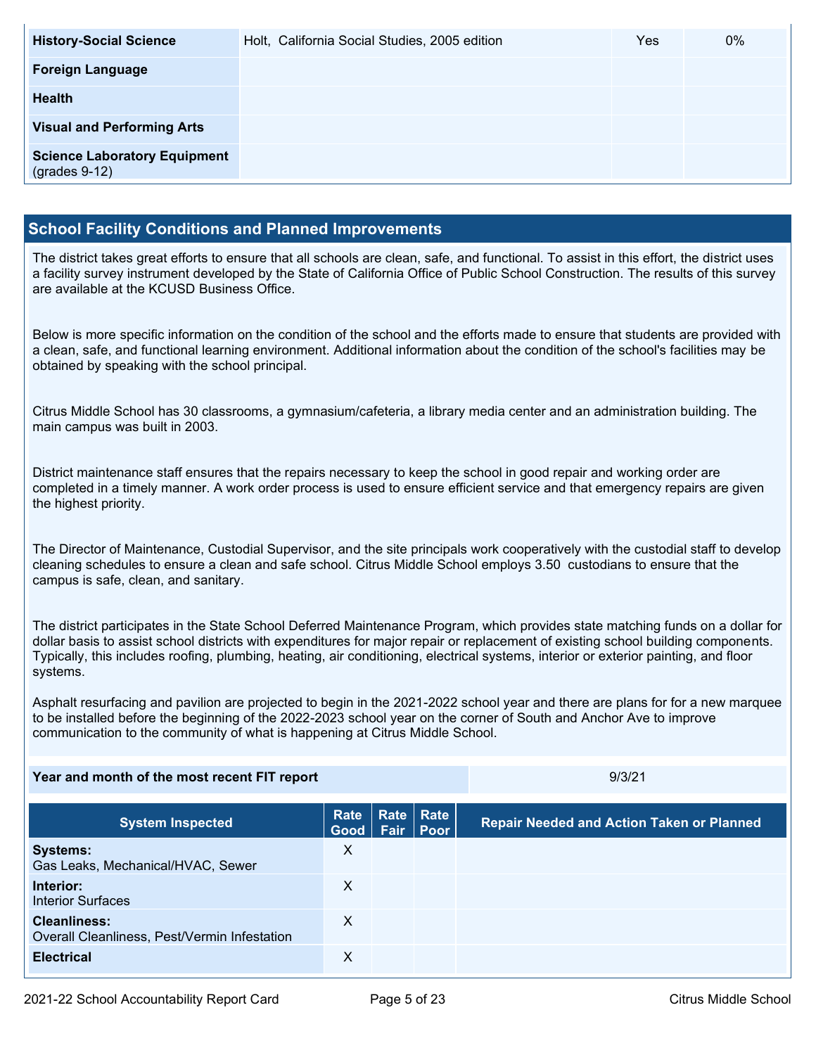| | | | |
|---|---|---|---|
| **History-Social Science** | Holt, California Social Studies, 2005 edition | Yes | 0% |
| **Foreign Language** | | | |
| **Health** | | | |
| **Visual and Performing Arts** | | | |
| **Science Laboratory Equipment** (grades 9-12) | | | |

## School Facility Conditions and Planned Improvements

The district takes great efforts to ensure that all schools are clean, safe, and functional. To assist in this effort, the district uses a facility survey instrument developed by the State of California Office of Public School Construction. The results of this survey are available at the KCUSD Business Office.

Below is more specific information on the condition of the school and the efforts made to ensure that students are provided with a clean, safe, and functional learning environment. Additional information about the condition of the school's facilities may be obtained by speaking with the school principal.

Citrus Middle School has 30 classrooms, a gymnasium/cafeteria, a library media center and an administration building. The main campus was built in 2003.

District maintenance staff ensures that the repairs necessary to keep the school in good repair and working order are completed in a timely manner. A work order process is used to ensure efficient service and that emergency repairs are given the highest priority.

The Director of Maintenance, Custodial Supervisor, and the site principals work cooperatively with the custodial staff to develop cleaning schedules to ensure a clean and safe school. Citrus Middle School employs 3.50 custodians to ensure that the campus is safe, clean, and sanitary.

The district participates in the State School Deferred Maintenance Program, which provides state matching funds on a dollar for dollar basis to assist school districts with expenditures for major repair or replacement of existing school building components. Typically, this includes roofing, plumbing, heating, air conditioning, electrical systems, interior or exterior painting, and floor systems.

Asphalt resurfacing and pavilion are projected to begin in the 2021-2022 school year and there are plans for for a new marquee to be installed before the beginning of the 2022-2023 school year on the corner of South and Anchor Ave to improve communication to the community of what is happening at Citrus Middle School.

| | |
|---|---|
| **Year and month of the most recent FIT report** | 9/3/21 |

| System Inspected | Rate Good | Rate Fair | Rate Poor | Repair Needed and Action Taken or Planned |
|---|---|---|---|---|
| **Systems:** Gas Leaks, Mechanical/HVAC, Sewer | X | | | |
| **Interior:** Interior Surfaces | X | | | |
| **Cleanliness:** Overall Cleanliness, Pest/Vermin Infestation | X | | | |
| **Electrical** | X | | | |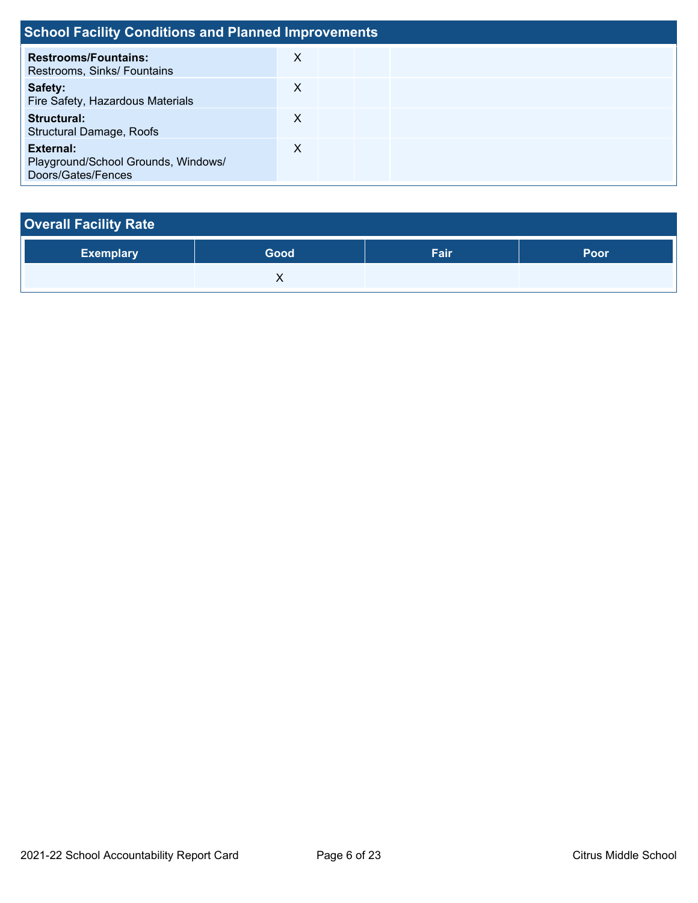## School Facility Conditions and Planned Improvements

| | | | | |
|---|---|---|---|---|
| **Restrooms/Fountains:** Restrooms, Sinks/ Fountains | X | | | |
| **Safety:** Fire Safety, Hazardous Materials | X | | | |
| **Structural:** Structural Damage, Roofs | X | | | |
| **External:** Playground/School Grounds, Windows/ Doors/Gates/Fences | X | | | |

## Overall Facility Rate

| Exemplary | Good | Fair | Poor |
|---|---|---|---|
| | X | | |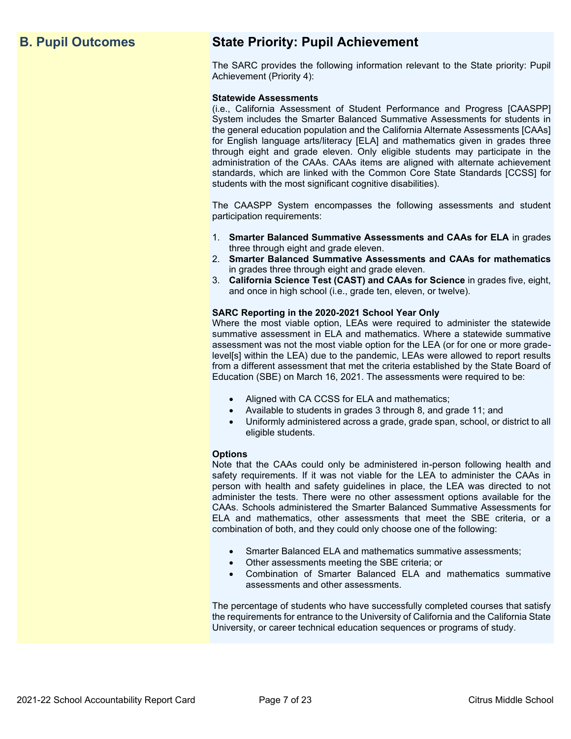## B. Pupil Outcomes

## State Priority: Pupil Achievement

The SARC provides the following information relevant to the State priority: Pupil Achievement (Priority 4):

**Statewide Assessments**
(i.e., California Assessment of Student Performance and Progress [CAASPP] System includes the Smarter Balanced Summative Assessments for students in the general education population and the California Alternate Assessments [CAAs] for English language arts/literacy [ELA] and mathematics given in grades three through eight and grade eleven. Only eligible students may participate in the administration of the CAAs. CAAs items are aligned with alternate achievement standards, which are linked with the Common Core State Standards [CCSS] for students with the most significant cognitive disabilities).

The CAASPP System encompasses the following assessments and student participation requirements:

1. **Smarter Balanced Summative Assessments and CAAs for ELA** in grades three through eight and grade eleven.
2. **Smarter Balanced Summative Assessments and CAAs for mathematics** in grades three through eight and grade eleven.
3. **California Science Test (CAST) and CAAs for Science** in grades five, eight, and once in high school (i.e., grade ten, eleven, or twelve).

**SARC Reporting in the 2020-2021 School Year Only**
Where the most viable option, LEAs were required to administer the statewide summative assessment in ELA and mathematics. Where a statewide summative assessment was not the most viable option for the LEA (or for one or more grade-level[s] within the LEA) due to the pandemic, LEAs were allowed to report results from a different assessment that met the criteria established by the State Board of Education (SBE) on March 16, 2021. The assessments were required to be:

- Aligned with CA CCSS for ELA and mathematics;
- Available to students in grades 3 through 8, and grade 11; and
- Uniformly administered across a grade, grade span, school, or district to all eligible students.

**Options**
Note that the CAAs could only be administered in-person following health and safety requirements. If it was not viable for the LEA to administer the CAAs in person with health and safety guidelines in place, the LEA was directed to not administer the tests. There were no other assessment options available for the CAAs. Schools administered the Smarter Balanced Summative Assessments for ELA and mathematics, other assessments that meet the SBE criteria, or a combination of both, and they could only choose one of the following:

- Smarter Balanced ELA and mathematics summative assessments;
- Other assessments meeting the SBE criteria; or
- Combination of Smarter Balanced ELA and mathematics summative assessments and other assessments.

The percentage of students who have successfully completed courses that satisfy the requirements for entrance to the University of California and the California State University, or career technical education sequences or programs of study.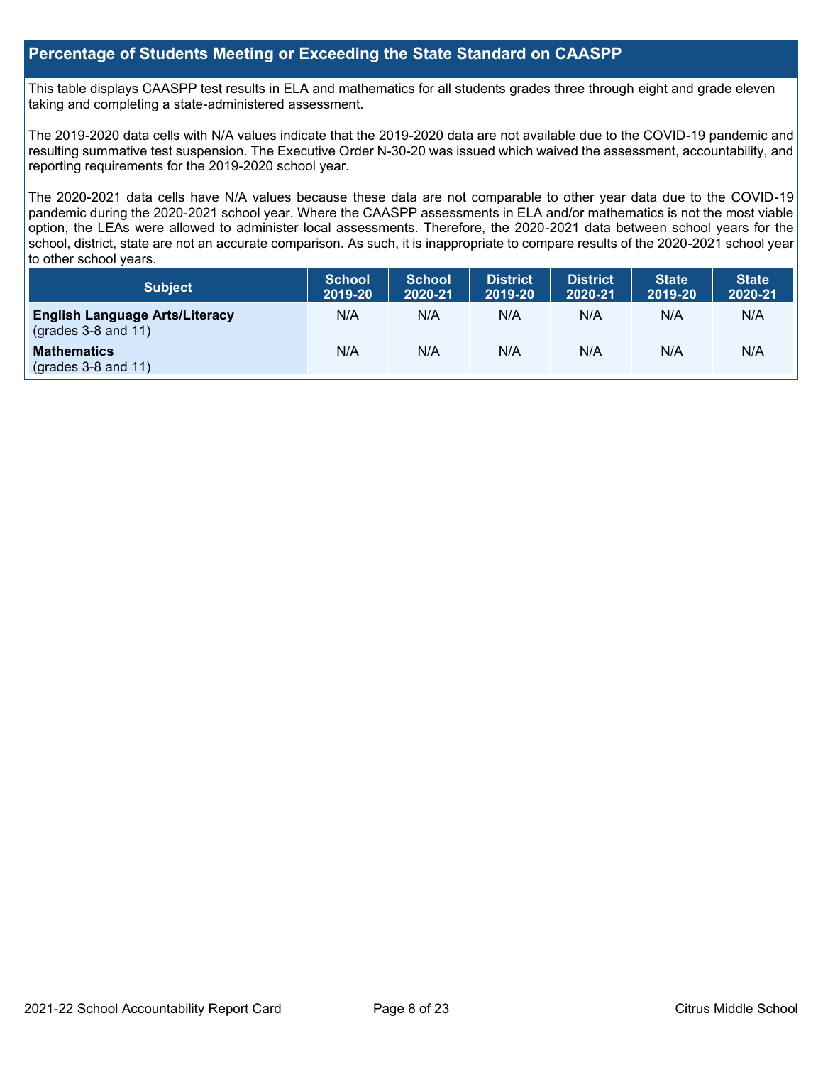## Percentage of Students Meeting or Exceeding the State Standard on CAASPP

This table displays CAASPP test results in ELA and mathematics for all students grades three through eight and grade eleven taking and completing a state-administered assessment.

The 2019-2020 data cells with N/A values indicate that the 2019-2020 data are not available due to the COVID-19 pandemic and resulting summative test suspension. The Executive Order N-30-20 was issued which waived the assessment, accountability, and reporting requirements for the 2019-2020 school year.

The 2020-2021 data cells have N/A values because these data are not comparable to other year data due to the COVID-19 pandemic during the 2020-2021 school year. Where the CAASPP assessments in ELA and/or mathematics is not the most viable option, the LEAs were allowed to administer local assessments. Therefore, the 2020-2021 data between school years for the school, district, state are not an accurate comparison. As such, it is inappropriate to compare results of the 2020-2021 school year to other school years.

| Subject | School 2019-20 | School 2020-21 | District 2019-20 | District 2020-21 | State 2019-20 | State 2020-21 |
|---|---|---|---|---|---|---|
| **English Language Arts/Literacy** (grades 3-8 and 11) | N/A | N/A | N/A | N/A | N/A | N/A |
| **Mathematics** (grades 3-8 and 11) | N/A | N/A | N/A | N/A | N/A | N/A |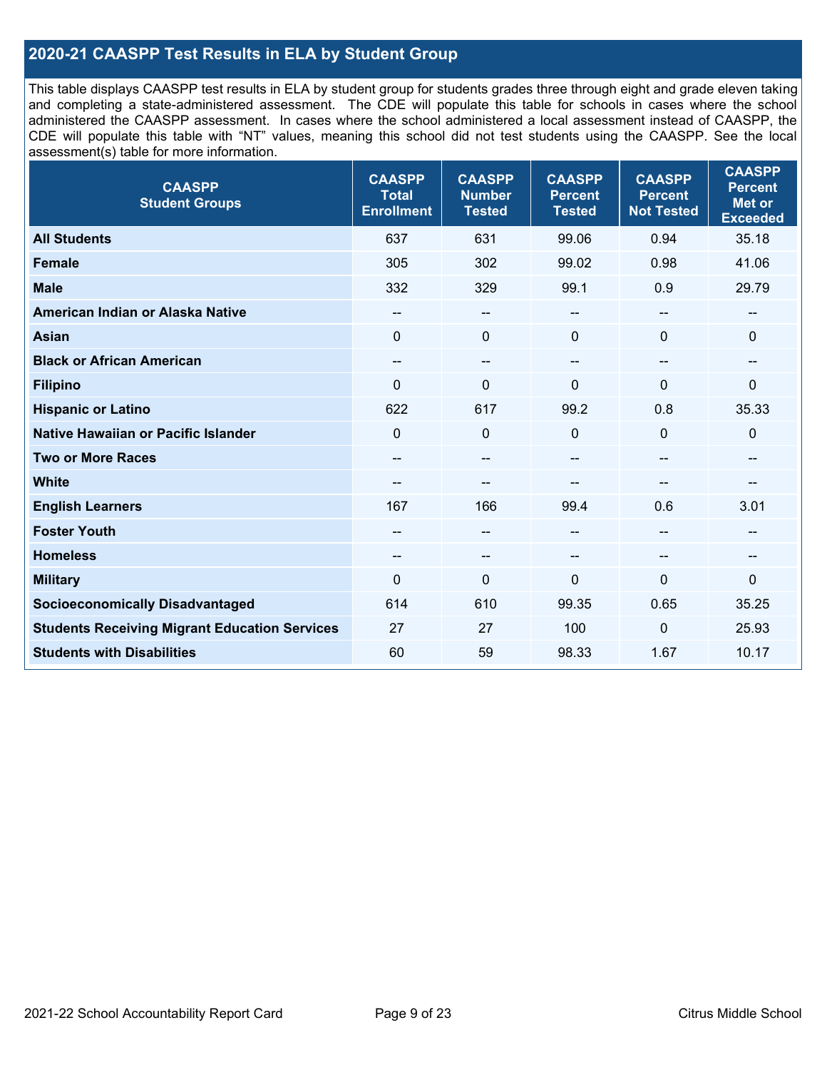## 2020-21 CAASPP Test Results in ELA by Student Group

This table displays CAASPP test results in ELA by student group for students grades three through eight and grade eleven taking and completing a state-administered assessment. The CDE will populate this table for schools in cases where the school administered the CAASPP assessment. In cases where the school administered a local assessment instead of CAASPP, the CDE will populate this table with "NT" values, meaning this school did not test students using the CAASPP. See the local assessment(s) table for more information.

| CAASPP Student Groups | CAASPP Total Enrollment | CAASPP Number Tested | CAASPP Percent Tested | CAASPP Percent Not Tested | CAASPP Percent Met or Exceeded |
|---|---|---|---|---|---|
| **All Students** | 637 | 631 | 99.06 | 0.94 | 35.18 |
| **Female** | 305 | 302 | 99.02 | 0.98 | 41.06 |
| **Male** | 332 | 329 | 99.1 | 0.9 | 29.79 |
| **American Indian or Alaska Native** | -- | -- | -- | -- | -- |
| **Asian** | 0 | 0 | 0 | 0 | 0 |
| **Black or African American** | -- | -- | -- | -- | -- |
| **Filipino** | 0 | 0 | 0 | 0 | 0 |
| **Hispanic or Latino** | 622 | 617 | 99.2 | 0.8 | 35.33 |
| **Native Hawaiian or Pacific Islander** | 0 | 0 | 0 | 0 | 0 |
| **Two or More Races** | -- | -- | -- | -- | -- |
| **White** | -- | -- | -- | -- | -- |
| **English Learners** | 167 | 166 | 99.4 | 0.6 | 3.01 |
| **Foster Youth** | -- | -- | -- | -- | -- |
| **Homeless** | -- | -- | -- | -- | -- |
| **Military** | 0 | 0 | 0 | 0 | 0 |
| **Socioeconomically Disadvantaged** | 614 | 610 | 99.35 | 0.65 | 35.25 |
| **Students Receiving Migrant Education Services** | 27 | 27 | 100 | 0 | 25.93 |
| **Students with Disabilities** | 60 | 59 | 98.33 | 1.67 | 10.17 |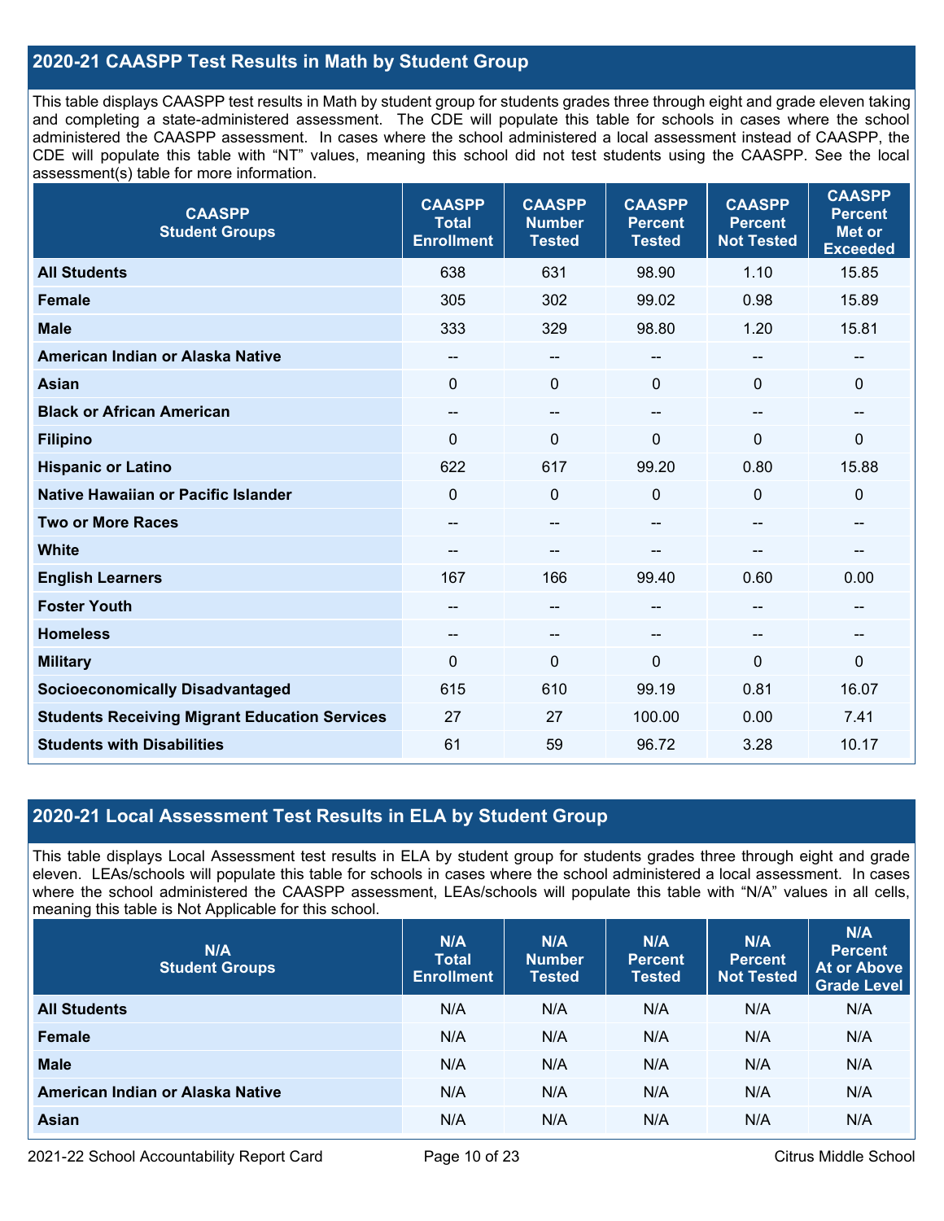## 2020-21 CAASPP Test Results in Math by Student Group

This table displays CAASPP test results in Math by student group for students grades three through eight and grade eleven taking and completing a state-administered assessment. The CDE will populate this table for schools in cases where the school administered the CAASPP assessment. In cases where the school administered a local assessment instead of CAASPP, the CDE will populate this table with "NT" values, meaning this school did not test students using the CAASPP. See the local assessment(s) table for more information.

| CAASPP Student Groups | CAASPP Total Enrollment | CAASPP Number Tested | CAASPP Percent Tested | CAASPP Percent Not Tested | CAASPP Percent Met or Exceeded |
|---|---|---|---|---|---|
| **All Students** | 638 | 631 | 98.90 | 1.10 | 15.85 |
| **Female** | 305 | 302 | 99.02 | 0.98 | 15.89 |
| **Male** | 333 | 329 | 98.80 | 1.20 | 15.81 |
| **American Indian or Alaska Native** | -- | -- | -- | -- | -- |
| **Asian** | 0 | 0 | 0 | 0 | 0 |
| **Black or African American** | -- | -- | -- | -- | -- |
| **Filipino** | 0 | 0 | 0 | 0 | 0 |
| **Hispanic or Latino** | 622 | 617 | 99.20 | 0.80 | 15.88 |
| **Native Hawaiian or Pacific Islander** | 0 | 0 | 0 | 0 | 0 |
| **Two or More Races** | -- | -- | -- | -- | -- |
| **White** | -- | -- | -- | -- | -- |
| **English Learners** | 167 | 166 | 99.40 | 0.60 | 0.00 |
| **Foster Youth** | -- | -- | -- | -- | -- |
| **Homeless** | -- | -- | -- | -- | -- |
| **Military** | 0 | 0 | 0 | 0 | 0 |
| **Socioeconomically Disadvantaged** | 615 | 610 | 99.19 | 0.81 | 16.07 |
| **Students Receiving Migrant Education Services** | 27 | 27 | 100.00 | 0.00 | 7.41 |
| **Students with Disabilities** | 61 | 59 | 96.72 | 3.28 | 10.17 |

## 2020-21 Local Assessment Test Results in ELA by Student Group

This table displays Local Assessment test results in ELA by student group for students grades three through eight and grade eleven. LEAs/schools will populate this table for schools in cases where the school administered a local assessment. In cases where the school administered the CAASPP assessment, LEAs/schools will populate this table with "N/A" values in all cells, meaning this table is Not Applicable for this school.

| N/A Student Groups | N/A Total Enrollment | N/A Number Tested | N/A Percent Tested | N/A Percent Not Tested | N/A Percent At or Above Grade Level |
|---|---|---|---|---|---|
| **All Students** | N/A | N/A | N/A | N/A | N/A |
| **Female** | N/A | N/A | N/A | N/A | N/A |
| **Male** | N/A | N/A | N/A | N/A | N/A |
| **American Indian or Alaska Native** | N/A | N/A | N/A | N/A | N/A |
| **Asian** | N/A | N/A | N/A | N/A | N/A |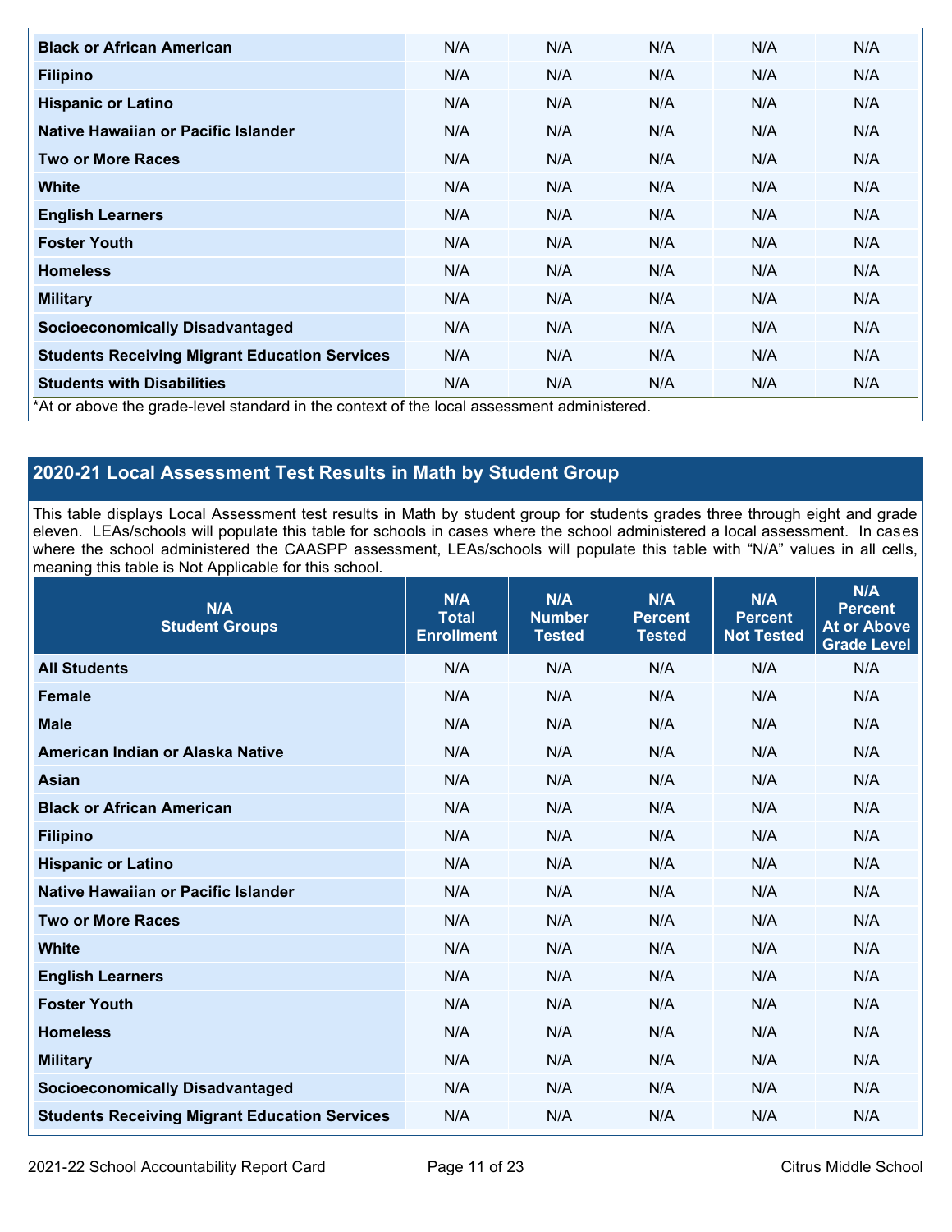| Black or African American | N/A | N/A | N/A | N/A | N/A |
|---|---|---|---|---|---|
| Filipino | N/A | N/A | N/A | N/A | N/A |
| Hispanic or Latino | N/A | N/A | N/A | N/A | N/A |
| Native Hawaiian or Pacific Islander | N/A | N/A | N/A | N/A | N/A |
| Two or More Races | N/A | N/A | N/A | N/A | N/A |
| White | N/A | N/A | N/A | N/A | N/A |
| English Learners | N/A | N/A | N/A | N/A | N/A |
| Foster Youth | N/A | N/A | N/A | N/A | N/A |
| Homeless | N/A | N/A | N/A | N/A | N/A |
| Military | N/A | N/A | N/A | N/A | N/A |
| Socioeconomically Disadvantaged | N/A | N/A | N/A | N/A | N/A |
| Students Receiving Migrant Education Services | N/A | N/A | N/A | N/A | N/A |
| Students with Disabilities | N/A | N/A | N/A | N/A | N/A |

*At or above the grade-level standard in the context of the local assessment administered.

## 2020-21 Local Assessment Test Results in Math by Student Group

This table displays Local Assessment test results in Math by student group for students grades three through eight and grade eleven. LEAs/schools will populate this table for schools in cases where the school administered a local assessment. In cases where the school administered the CAASPP assessment, LEAs/schools will populate this table with "N/A" values in all cells, meaning this table is Not Applicable for this school.

| N/A Student Groups | N/A Total Enrollment | N/A Number Tested | N/A Percent Tested | N/A Percent Not Tested | N/A Percent At or Above Grade Level |
|---|---|---|---|---|---|
| All Students | N/A | N/A | N/A | N/A | N/A |
| Female | N/A | N/A | N/A | N/A | N/A |
| Male | N/A | N/A | N/A | N/A | N/A |
| American Indian or Alaska Native | N/A | N/A | N/A | N/A | N/A |
| Asian | N/A | N/A | N/A | N/A | N/A |
| Black or African American | N/A | N/A | N/A | N/A | N/A |
| Filipino | N/A | N/A | N/A | N/A | N/A |
| Hispanic or Latino | N/A | N/A | N/A | N/A | N/A |
| Native Hawaiian or Pacific Islander | N/A | N/A | N/A | N/A | N/A |
| Two or More Races | N/A | N/A | N/A | N/A | N/A |
| White | N/A | N/A | N/A | N/A | N/A |
| English Learners | N/A | N/A | N/A | N/A | N/A |
| Foster Youth | N/A | N/A | N/A | N/A | N/A |
| Homeless | N/A | N/A | N/A | N/A | N/A |
| Military | N/A | N/A | N/A | N/A | N/A |
| Socioeconomically Disadvantaged | N/A | N/A | N/A | N/A | N/A |
| Students Receiving Migrant Education Services | N/A | N/A | N/A | N/A | N/A |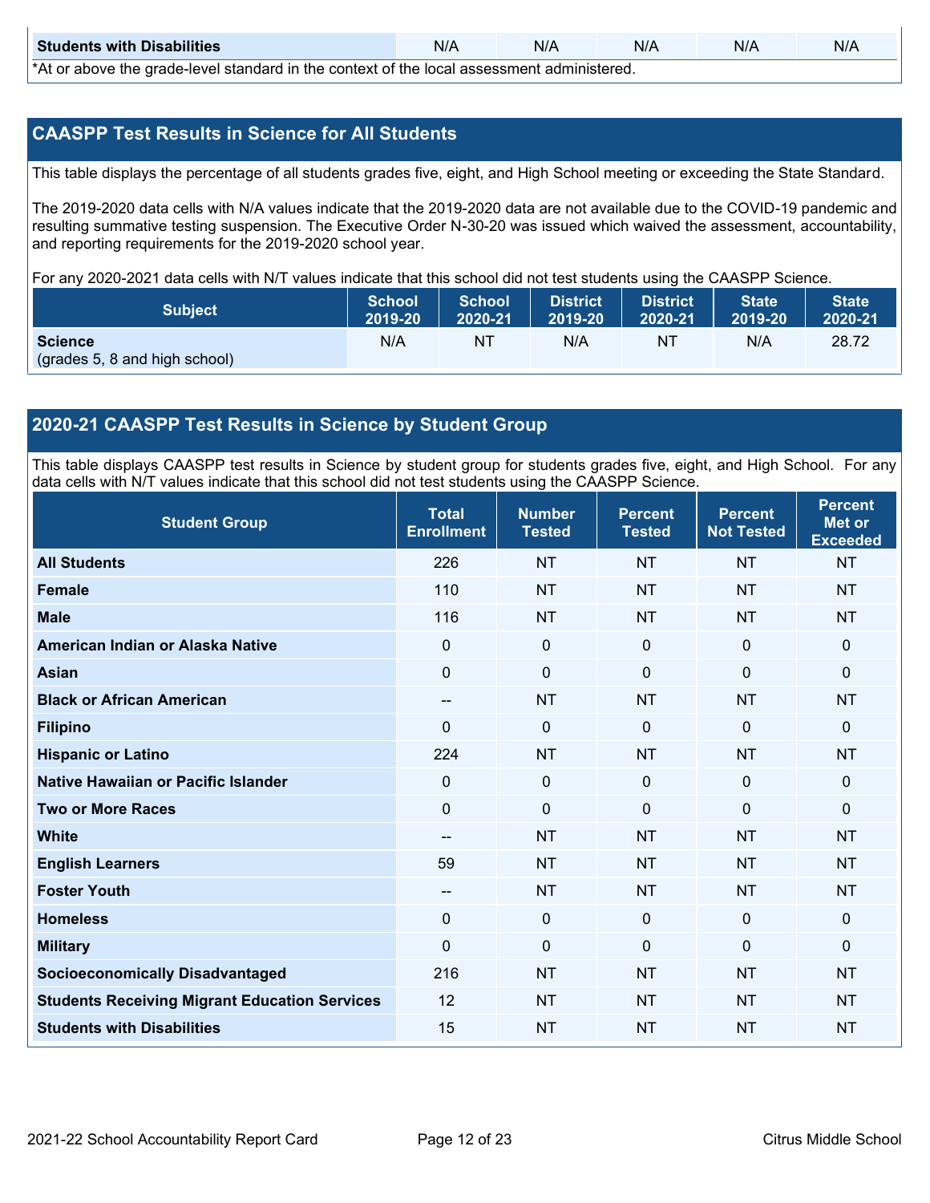| Students with Disabilities | N/A | N/A | N/A | N/A | N/A |
|---|---|---|---|---|---|

*At or above the grade-level standard in the context of the local assessment administered.

## CAASPP Test Results in Science for All Students

This table displays the percentage of all students grades five, eight, and High School meeting or exceeding the State Standard.

The 2019-2020 data cells with N/A values indicate that the 2019-2020 data are not available due to the COVID-19 pandemic and resulting summative testing suspension. The Executive Order N-30-20 was issued which waived the assessment, accountability, and reporting requirements for the 2019-2020 school year.

For any 2020-2021 data cells with N/T values indicate that this school did not test students using the CAASPP Science.

| Subject | School 2019-20 | School 2020-21 | District 2019-20 | District 2020-21 | State 2019-20 | State 2020-21 |
|---|---|---|---|---|---|---|
| **Science** (grades 5, 8 and high school) | N/A | NT | N/A | NT | N/A | 28.72 |

## 2020-21 CAASPP Test Results in Science by Student Group

This table displays CAASPP test results in Science by student group for students grades five, eight, and High School. For any data cells with N/T values indicate that this school did not test students using the CAASPP Science.

| Student Group | Total Enrollment | Number Tested | Percent Tested | Percent Not Tested | Percent Met or Exceeded |
|---|---|---|---|---|---|
| **All Students** | 226 | NT | NT | NT | NT |
| **Female** | 110 | NT | NT | NT | NT |
| **Male** | 116 | NT | NT | NT | NT |
| **American Indian or Alaska Native** | 0 | 0 | 0 | 0 | 0 |
| **Asian** | 0 | 0 | 0 | 0 | 0 |
| **Black or African American** | -- | NT | NT | NT | NT |
| **Filipino** | 0 | 0 | 0 | 0 | 0 |
| **Hispanic or Latino** | 224 | NT | NT | NT | NT |
| **Native Hawaiian or Pacific Islander** | 0 | 0 | 0 | 0 | 0 |
| **Two or More Races** | 0 | 0 | 0 | 0 | 0 |
| **White** | -- | NT | NT | NT | NT |
| **English Learners** | 59 | NT | NT | NT | NT |
| **Foster Youth** | -- | NT | NT | NT | NT |
| **Homeless** | 0 | 0 | 0 | 0 | 0 |
| **Military** | 0 | 0 | 0 | 0 | 0 |
| **Socioeconomically Disadvantaged** | 216 | NT | NT | NT | NT |
| **Students Receiving Migrant Education Services** | 12 | NT | NT | NT | NT |
| **Students with Disabilities** | 15 | NT | NT | NT | NT |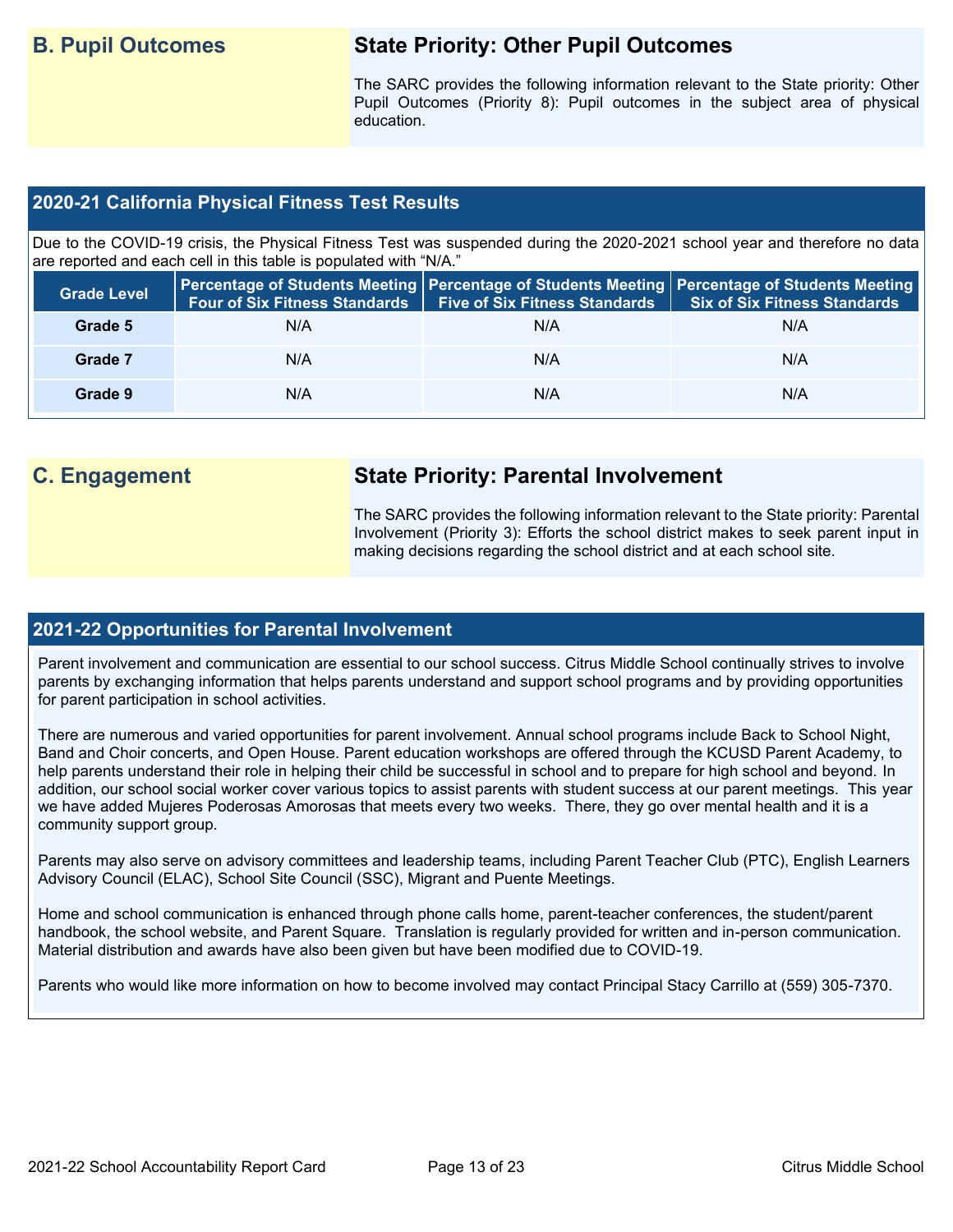## B. Pupil Outcomes

### State Priority: Other Pupil Outcomes

The SARC provides the following information relevant to the State priority: Other Pupil Outcomes (Priority 8): Pupil outcomes in the subject area of physical education.

### 2020-21 California Physical Fitness Test Results

Due to the COVID-19 crisis, the Physical Fitness Test was suspended during the 2020-2021 school year and therefore no data are reported and each cell in this table is populated with "N/A."

| Grade Level | Percentage of Students Meeting Four of Six Fitness Standards | Percentage of Students Meeting Five of Six Fitness Standards | Percentage of Students Meeting Six of Six Fitness Standards |
| --- | --- | --- | --- |
| Grade 5 | N/A | N/A | N/A |
| Grade 7 | N/A | N/A | N/A |
| Grade 9 | N/A | N/A | N/A |

## C. Engagement

### State Priority: Parental Involvement

The SARC provides the following information relevant to the State priority: Parental Involvement (Priority 3): Efforts the school district makes to seek parent input in making decisions regarding the school district and at each school site.

### 2021-22 Opportunities for Parental Involvement

Parent involvement and communication are essential to our school success. Citrus Middle School continually strives to involve parents by exchanging information that helps parents understand and support school programs and by providing opportunities for parent participation in school activities.

There are numerous and varied opportunities for parent involvement. Annual school programs include Back to School Night, Band and Choir concerts, and Open House. Parent education workshops are offered through the KCUSD Parent Academy, to help parents understand their role in helping their child be successful in school and to prepare for high school and beyond. In addition, our school social worker cover various topics to assist parents with student success at our parent meetings. This year we have added Mujeres Poderosas Amorosas that meets every two weeks. There, they go over mental health and it is a community support group.

Parents may also serve on advisory committees and leadership teams, including Parent Teacher Club (PTC), English Learners Advisory Council (ELAC), School Site Council (SSC), Migrant and Puente Meetings.

Home and school communication is enhanced through phone calls home, parent-teacher conferences, the student/parent handbook, the school website, and Parent Square. Translation is regularly provided for written and in-person communication. Material distribution and awards have also been given but have been modified due to COVID-19.

Parents who would like more information on how to become involved may contact Principal Stacy Carrillo at (559) 305-7370.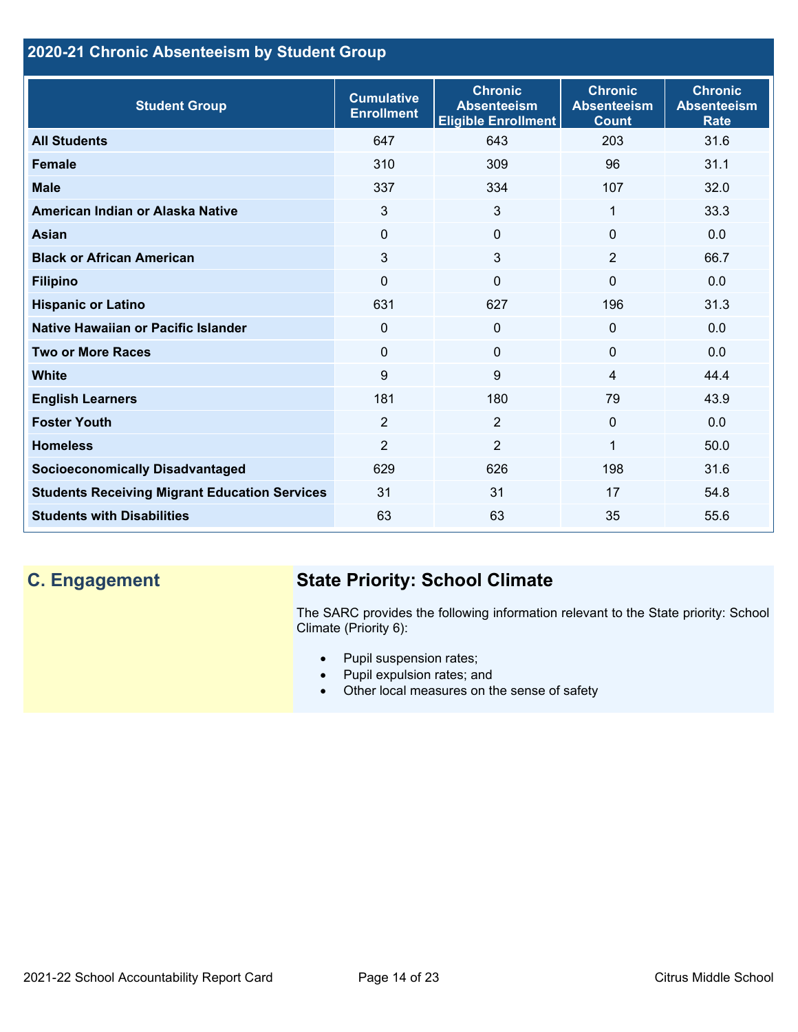## 2020-21 Chronic Absenteeism by Student Group

| Student Group | Cumulative Enrollment | Chronic Absenteeism Eligible Enrollment | Chronic Absenteeism Count | Chronic Absenteeism Rate |
|---|---|---|---|---|
| **All Students** | 647 | 643 | 203 | 31.6 |
| **Female** | 310 | 309 | 96 | 31.1 |
| **Male** | 337 | 334 | 107 | 32.0 |
| **American Indian or Alaska Native** | 3 | 3 | 1 | 33.3 |
| **Asian** | 0 | 0 | 0 | 0.0 |
| **Black or African American** | 3 | 3 | 2 | 66.7 |
| **Filipino** | 0 | 0 | 0 | 0.0 |
| **Hispanic or Latino** | 631 | 627 | 196 | 31.3 |
| **Native Hawaiian or Pacific Islander** | 0 | 0 | 0 | 0.0 |
| **Two or More Races** | 0 | 0 | 0 | 0.0 |
| **White** | 9 | 9 | 4 | 44.4 |
| **English Learners** | 181 | 180 | 79 | 43.9 |
| **Foster Youth** | 2 | 2 | 0 | 0.0 |
| **Homeless** | 2 | 2 | 1 | 50.0 |
| **Socioeconomically Disadvantaged** | 629 | 626 | 198 | 31.6 |
| **Students Receiving Migrant Education Services** | 31 | 31 | 17 | 54.8 |
| **Students with Disabilities** | 63 | 63 | 35 | 55.6 |

## C. Engagement

### State Priority: School Climate

The SARC provides the following information relevant to the State priority: School Climate (Priority 6):

- Pupil suspension rates;
- Pupil expulsion rates; and
- Other local measures on the sense of safety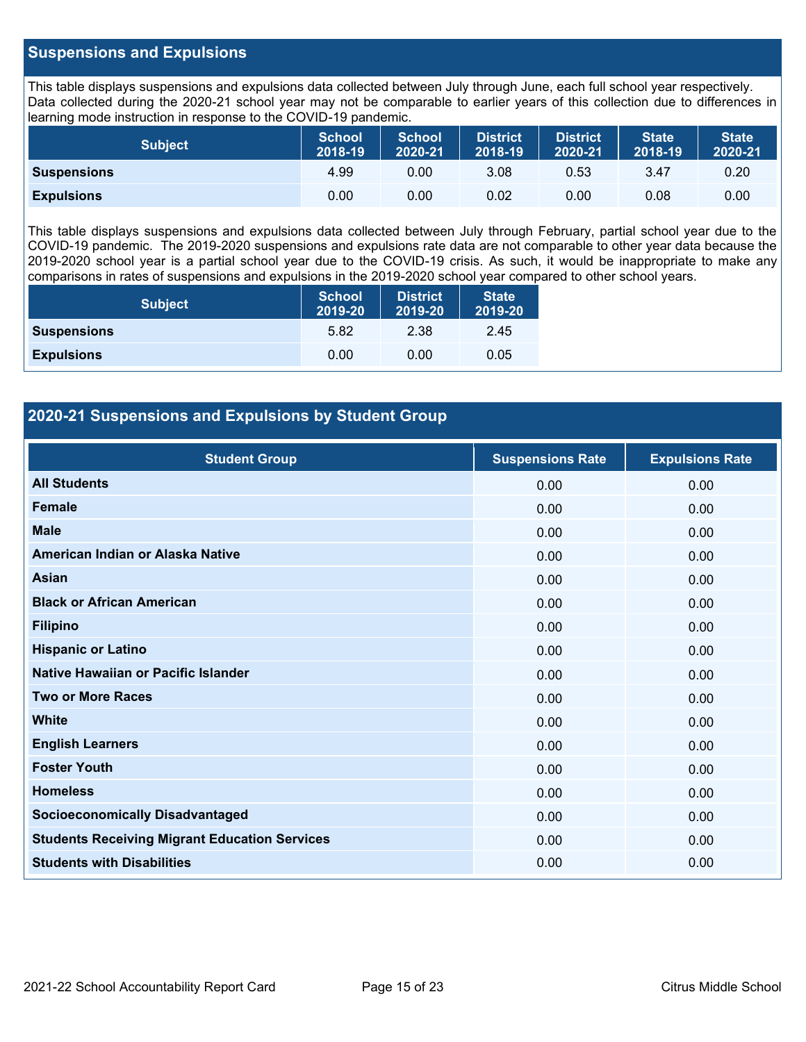## Suspensions and Expulsions

This table displays suspensions and expulsions data collected between July through June, each full school year respectively. Data collected during the 2020-21 school year may not be comparable to earlier years of this collection due to differences in learning mode instruction in response to the COVID-19 pandemic.

| Subject | School 2018-19 | School 2020-21 | District 2018-19 | District 2020-21 | State 2018-19 | State 2020-21 |
|---|---|---|---|---|---|---|
| **Suspensions** | 4.99 | 0.00 | 3.08 | 0.53 | 3.47 | 0.20 |
| **Expulsions** | 0.00 | 0.00 | 0.02 | 0.00 | 0.08 | 0.00 |

This table displays suspensions and expulsions data collected between July through February, partial school year due to the COVID-19 pandemic. The 2019-2020 suspensions and expulsions rate data are not comparable to other year data because the 2019-2020 school year is a partial school year due to the COVID-19 crisis. As such, it would be inappropriate to make any comparisons in rates of suspensions and expulsions in the 2019-2020 school year compared to other school years.

| Subject | School 2019-20 | District 2019-20 | State 2019-20 |
|---|---|---|---|
| **Suspensions** | 5.82 | 2.38 | 2.45 |
| **Expulsions** | 0.00 | 0.00 | 0.05 |

## 2020-21 Suspensions and Expulsions by Student Group

| Student Group | Suspensions Rate | Expulsions Rate |
|---|---|---|
| **All Students** | 0.00 | 0.00 |
| **Female** | 0.00 | 0.00 |
| **Male** | 0.00 | 0.00 |
| **American Indian or Alaska Native** | 0.00 | 0.00 |
| **Asian** | 0.00 | 0.00 |
| **Black or African American** | 0.00 | 0.00 |
| **Filipino** | 0.00 | 0.00 |
| **Hispanic or Latino** | 0.00 | 0.00 |
| **Native Hawaiian or Pacific Islander** | 0.00 | 0.00 |
| **Two or More Races** | 0.00 | 0.00 |
| **White** | 0.00 | 0.00 |
| **English Learners** | 0.00 | 0.00 |
| **Foster Youth** | 0.00 | 0.00 |
| **Homeless** | 0.00 | 0.00 |
| **Socioeconomically Disadvantaged** | 0.00 | 0.00 |
| **Students Receiving Migrant Education Services** | 0.00 | 0.00 |
| **Students with Disabilities** | 0.00 | 0.00 |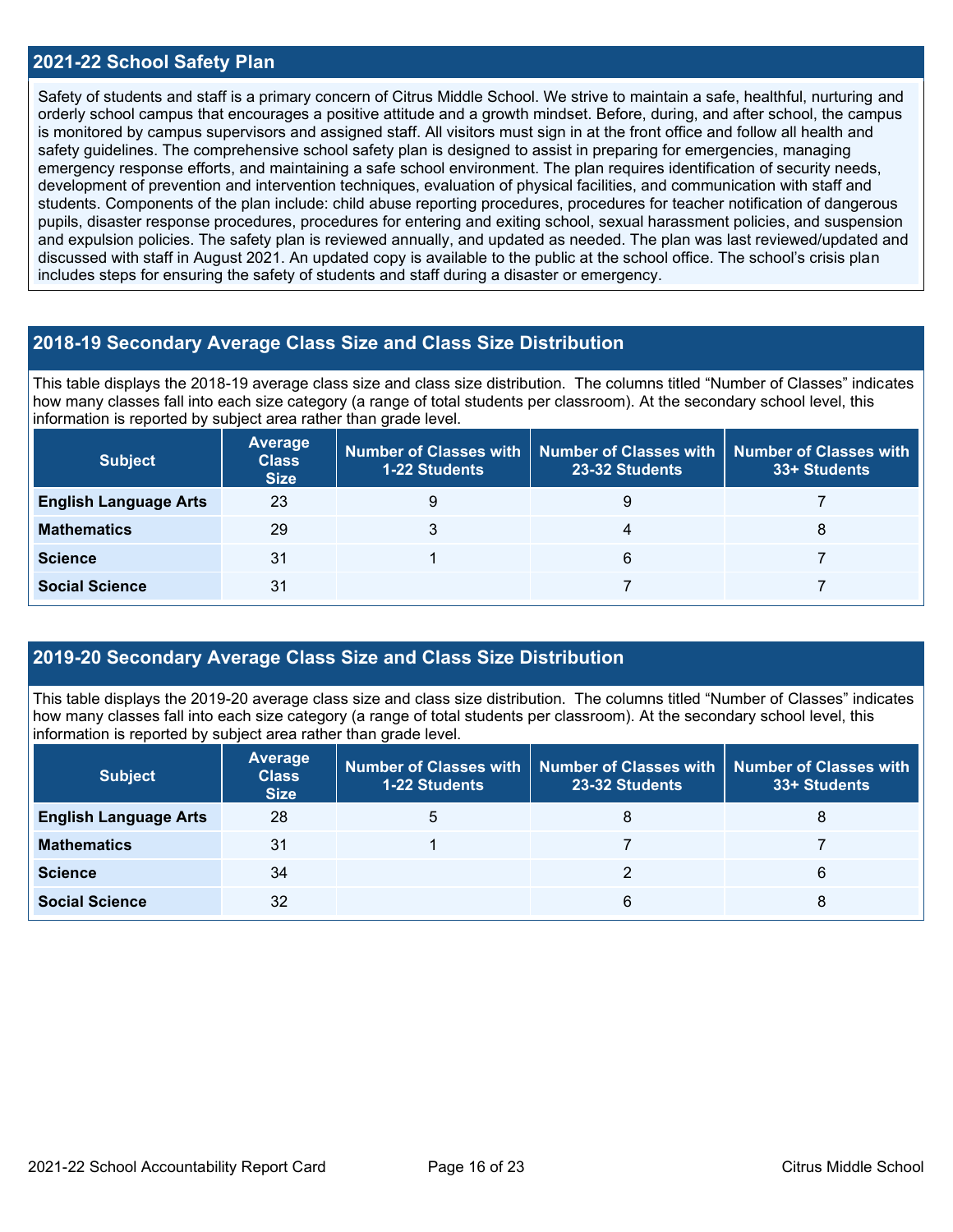## 2021-22 School Safety Plan

Safety of students and staff is a primary concern of Citrus Middle School. We strive to maintain a safe, healthful, nurturing and orderly school campus that encourages a positive attitude and a growth mindset. Before, during, and after school, the campus is monitored by campus supervisors and assigned staff. All visitors must sign in at the front office and follow all health and safety guidelines. The comprehensive school safety plan is designed to assist in preparing for emergencies, managing emergency response efforts, and maintaining a safe school environment. The plan requires identification of security needs, development of prevention and intervention techniques, evaluation of physical facilities, and communication with staff and students. Components of the plan include: child abuse reporting procedures, procedures for teacher notification of dangerous pupils, disaster response procedures, procedures for entering and exiting school, sexual harassment policies, and suspension and expulsion policies. The safety plan is reviewed annually, and updated as needed. The plan was last reviewed/updated and discussed with staff in August 2021. An updated copy is available to the public at the school office. The school's crisis plan includes steps for ensuring the safety of students and staff during a disaster or emergency.

## 2018-19 Secondary Average Class Size and Class Size Distribution

This table displays the 2018-19 average class size and class size distribution. The columns titled "Number of Classes" indicates how many classes fall into each size category (a range of total students per classroom). At the secondary school level, this information is reported by subject area rather than grade level.

| Subject | Average Class Size | Number of Classes with 1-22 Students | Number of Classes with 23-32 Students | Number of Classes with 33+ Students |
|---|---|---|---|---|
| **English Language Arts** | 23 | 9 | 9 | 7 |
| **Mathematics** | 29 | 3 | 4 | 8 |
| **Science** | 31 | 1 | 6 | 7 |
| **Social Science** | 31 | | 7 | 7 |

## 2019-20 Secondary Average Class Size and Class Size Distribution

This table displays the 2019-20 average class size and class size distribution. The columns titled "Number of Classes" indicates how many classes fall into each size category (a range of total students per classroom). At the secondary school level, this information is reported by subject area rather than grade level.

| Subject | Average Class Size | Number of Classes with 1-22 Students | Number of Classes with 23-32 Students | Number of Classes with 33+ Students |
|---|---|---|---|---|
| **English Language Arts** | 28 | 5 | 8 | 8 |
| **Mathematics** | 31 | 1 | 7 | 7 |
| **Science** | 34 | | 2 | 6 |
| **Social Science** | 32 | | 6 | 8 |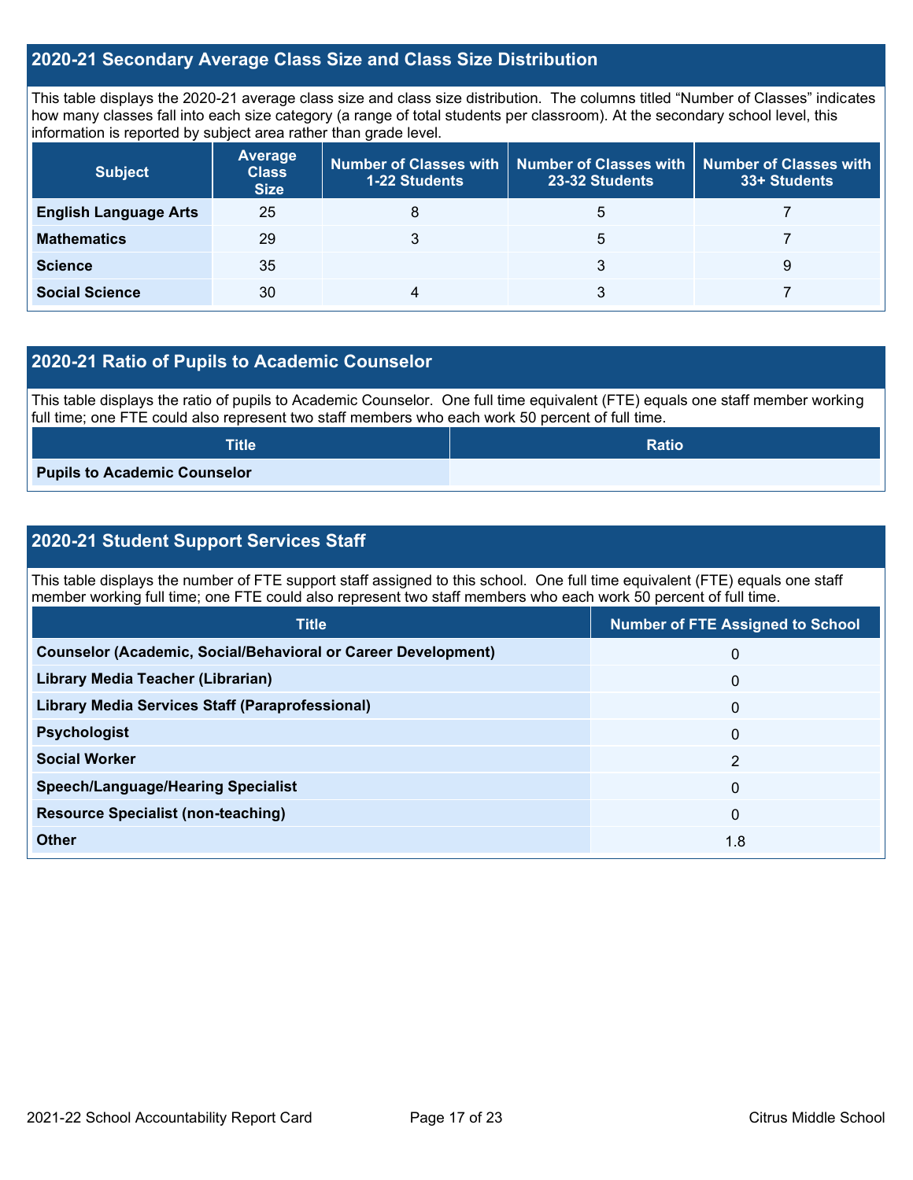## 2020-21 Secondary Average Class Size and Class Size Distribution

This table displays the 2020-21 average class size and class size distribution. The columns titled "Number of Classes" indicates how many classes fall into each size category (a range of total students per classroom). At the secondary school level, this information is reported by subject area rather than grade level.

| Subject | Average Class Size | Number of Classes with 1-22 Students | Number of Classes with 23-32 Students | Number of Classes with 33+ Students |
|---|---|---|---|---|
| **English Language Arts** | 25 | 8 | 5 | 7 |
| **Mathematics** | 29 | 3 | 5 | 7 |
| **Science** | 35 | | 3 | 9 |
| **Social Science** | 30 | 4 | 3 | 7 |

## 2020-21 Ratio of Pupils to Academic Counselor

This table displays the ratio of pupils to Academic Counselor. One full time equivalent (FTE) equals one staff member working full time; one FTE could also represent two staff members who each work 50 percent of full time.

| Title | Ratio |
|---|---|
| **Pupils to Academic Counselor** | |

## 2020-21 Student Support Services Staff

This table displays the number of FTE support staff assigned to this school. One full time equivalent (FTE) equals one staff member working full time; one FTE could also represent two staff members who each work 50 percent of full time.

| Title | Number of FTE Assigned to School |
|---|---|
| **Counselor (Academic, Social/Behavioral or Career Development)** | 0 |
| **Library Media Teacher (Librarian)** | 0 |
| **Library Media Services Staff (Paraprofessional)** | 0 |
| **Psychologist** | 0 |
| **Social Worker** | 2 |
| **Speech/Language/Hearing Specialist** | 0 |
| **Resource Specialist (non-teaching)** | 0 |
| **Other** | 1.8 |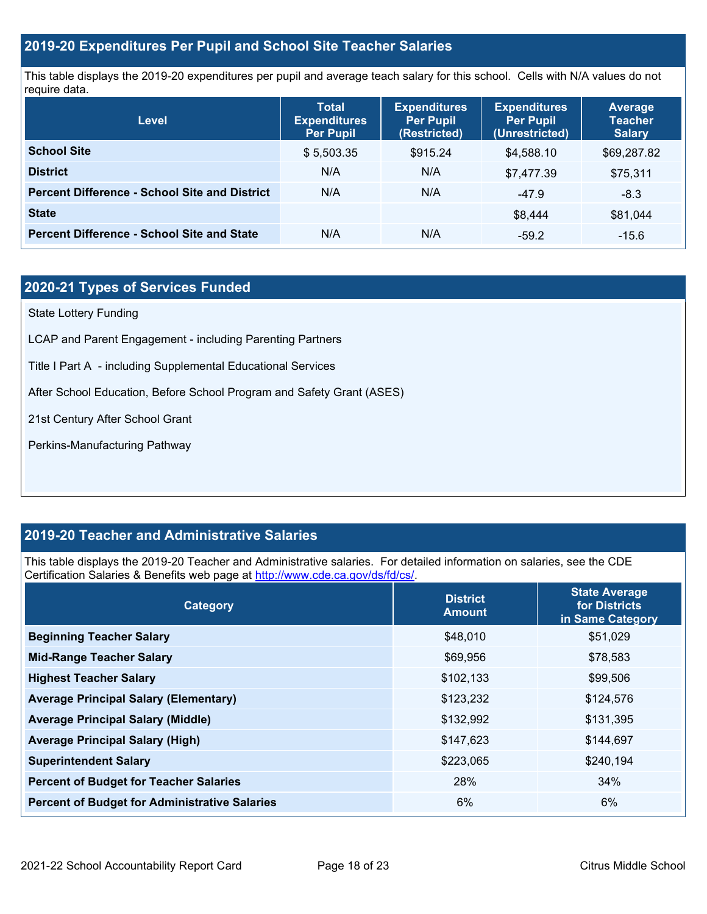## 2019-20 Expenditures Per Pupil and School Site Teacher Salaries

This table displays the 2019-20 expenditures per pupil and average teach salary for this school. Cells with N/A values do not require data.

| Level | Total Expenditures Per Pupil | Expenditures Per Pupil (Restricted) | Expenditures Per Pupil (Unrestricted) | Average Teacher Salary |
|---|---|---|---|---|
| **School Site** | $ 5,503.35 | $915.24 | $4,588.10 | $69,287.82 |
| **District** | N/A | N/A | $7,477.39 | $75,311 |
| **Percent Difference - School Site and District** | N/A | N/A | -47.9 | -8.3 |
| **State** | | | $8,444 | $81,044 |
| **Percent Difference - School Site and State** | N/A | N/A | -59.2 | -15.6 |

## 2020-21 Types of Services Funded

State Lottery Funding

LCAP and Parent Engagement - including Parenting Partners

Title I Part A - including Supplemental Educational Services

After School Education, Before School Program and Safety Grant (ASES)

21st Century After School Grant

Perkins-Manufacturing Pathway

## 2019-20 Teacher and Administrative Salaries

This table displays the 2019-20 Teacher and Administrative salaries. For detailed information on salaries, see the CDE Certification Salaries & Benefits web page at http://www.cde.ca.gov/ds/fd/cs/.

| Category | District Amount | State Average for Districts in Same Category |
|---|---|---|
| **Beginning Teacher Salary** | $48,010 | $51,029 |
| **Mid-Range Teacher Salary** | $69,956 | $78,583 |
| **Highest Teacher Salary** | $102,133 | $99,506 |
| **Average Principal Salary (Elementary)** | $123,232 | $124,576 |
| **Average Principal Salary (Middle)** | $132,992 | $131,395 |
| **Average Principal Salary (High)** | $147,623 | $144,697 |
| **Superintendent Salary** | $223,065 | $240,194 |
| **Percent of Budget for Teacher Salaries** | 28% | 34% |
| **Percent of Budget for Administrative Salaries** | 6% | 6% |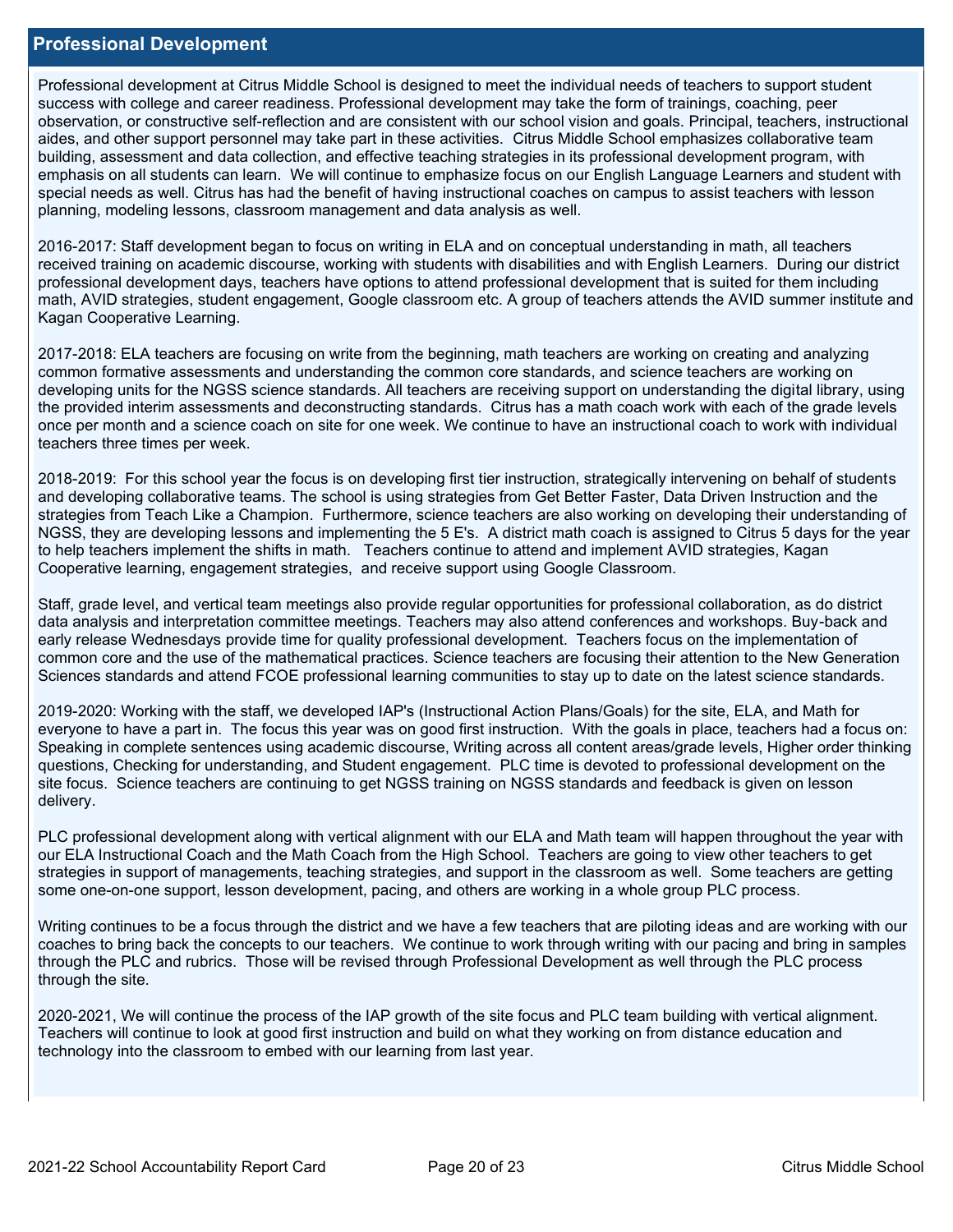## Professional Development

Professional development at Citrus Middle School is designed to meet the individual needs of teachers to support student success with college and career readiness. Professional development may take the form of trainings, coaching, peer observation, or constructive self-reflection and are consistent with our school vision and goals. Principal, teachers, instructional aides, and other support personnel may take part in these activities. Citrus Middle School emphasizes collaborative team building, assessment and data collection, and effective teaching strategies in its professional development program, with emphasis on all students can learn. We will continue to emphasize focus on our English Language Learners and student with special needs as well. Citrus has had the benefit of having instructional coaches on campus to assist teachers with lesson planning, modeling lessons, classroom management and data analysis as well.

2016-2017: Staff development began to focus on writing in ELA and on conceptual understanding in math, all teachers received training on academic discourse, working with students with disabilities and with English Learners. During our district professional development days, teachers have options to attend professional development that is suited for them including math, AVID strategies, student engagement, Google classroom etc. A group of teachers attends the AVID summer institute and Kagan Cooperative Learning.

2017-2018: ELA teachers are focusing on write from the beginning, math teachers are working on creating and analyzing common formative assessments and understanding the common core standards, and science teachers are working on developing units for the NGSS science standards. All teachers are receiving support on understanding the digital library, using the provided interim assessments and deconstructing standards. Citrus has a math coach work with each of the grade levels once per month and a science coach on site for one week. We continue to have an instructional coach to work with individual teachers three times per week.

2018-2019: For this school year the focus is on developing first tier instruction, strategically intervening on behalf of students and developing collaborative teams. The school is using strategies from Get Better Faster, Data Driven Instruction and the strategies from Teach Like a Champion. Furthermore, science teachers are also working on developing their understanding of NGSS, they are developing lessons and implementing the 5 E's. A district math coach is assigned to Citrus 5 days for the year to help teachers implement the shifts in math. Teachers continue to attend and implement AVID strategies, Kagan Cooperative learning, engagement strategies, and receive support using Google Classroom.

Staff, grade level, and vertical team meetings also provide regular opportunities for professional collaboration, as do district data analysis and interpretation committee meetings. Teachers may also attend conferences and workshops. Buy-back and early release Wednesdays provide time for quality professional development. Teachers focus on the implementation of common core and the use of the mathematical practices. Science teachers are focusing their attention to the New Generation Sciences standards and attend FCOE professional learning communities to stay up to date on the latest science standards.

2019-2020: Working with the staff, we developed IAP's (Instructional Action Plans/Goals) for the site, ELA, and Math for everyone to have a part in. The focus this year was on good first instruction. With the goals in place, teachers had a focus on: Speaking in complete sentences using academic discourse, Writing across all content areas/grade levels, Higher order thinking questions, Checking for understanding, and Student engagement. PLC time is devoted to professional development on the site focus. Science teachers are continuing to get NGSS training on NGSS standards and feedback is given on lesson delivery.

PLC professional development along with vertical alignment with our ELA and Math team will happen throughout the year with our ELA Instructional Coach and the Math Coach from the High School. Teachers are going to view other teachers to get strategies in support of managements, teaching strategies, and support in the classroom as well. Some teachers are getting some one-on-one support, lesson development, pacing, and others are working in a whole group PLC process.

Writing continues to be a focus through the district and we have a few teachers that are piloting ideas and are working with our coaches to bring back the concepts to our teachers. We continue to work through writing with our pacing and bring in samples through the PLC and rubrics. Those will be revised through Professional Development as well through the PLC process through the site.

2020-2021, We will continue the process of the IAP growth of the site focus and PLC team building with vertical alignment. Teachers will continue to look at good first instruction and build on what they working on from distance education and technology into the classroom to embed with our learning from last year.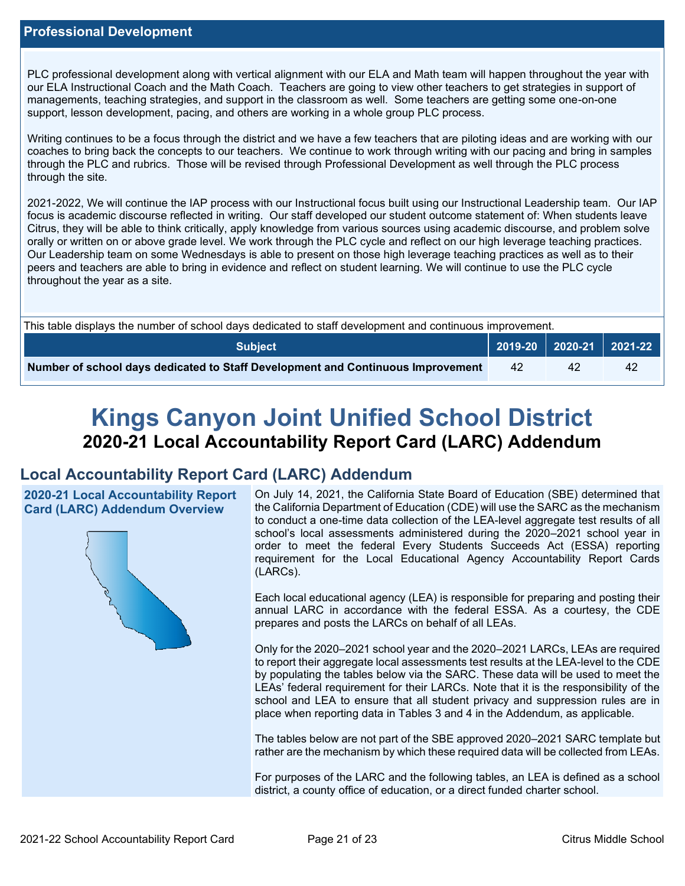## Professional Development

PLC professional development along with vertical alignment with our ELA and Math team will happen throughout the year with our ELA Instructional Coach and the Math Coach. Teachers are going to view other teachers to get strategies in support of managements, teaching strategies, and support in the classroom as well. Some teachers are getting some one-on-one support, lesson development, pacing, and others are working in a whole group PLC process.

Writing continues to be a focus through the district and we have a few teachers that are piloting ideas and are working with our coaches to bring back the concepts to our teachers. We continue to work through writing with our pacing and bring in samples through the PLC and rubrics. Those will be revised through Professional Development as well through the PLC process through the site.

2021-2022, We will continue the IAP process with our Instructional focus built using our Instructional Leadership team. Our IAP focus is academic discourse reflected in writing. Our staff developed our student outcome statement of: When students leave Citrus, they will be able to think critically, apply knowledge from various sources using academic discourse, and problem solve orally or written on or above grade level. We work through the PLC cycle and reflect on our high leverage teaching practices. Our Leadership team on some Wednesdays is able to present on those high leverage teaching practices as well as to their peers and teachers are able to bring in evidence and reflect on student learning. We will continue to use the PLC cycle throughout the year as a site.

This table displays the number of school days dedicated to staff development and continuous improvement.

| Subject | 2019-20 | 2020-21 | 2021-22 |
|---|---|---|---|
| **Number of school days dedicated to Staff Development and Continuous Improvement** | 42 | 42 | 42 |

# Kings Canyon Joint Unified School District

## 2020-21 Local Accountability Report Card (LARC) Addendum

## Local Accountability Report Card (LARC) Addendum

### 2020-21 Local Accountability Report Card (LARC) Addendum Overview

On July 14, 2021, the California State Board of Education (SBE) determined that the California Department of Education (CDE) will use the SARC as the mechanism to conduct a one-time data collection of the LEA-level aggregate test results of all school's local assessments administered during the 2020–2021 school year in order to meet the federal Every Students Succeeds Act (ESSA) reporting requirement for the Local Educational Agency Accountability Report Cards (LARCs).

Each local educational agency (LEA) is responsible for preparing and posting their annual LARC in accordance with the federal ESSA. As a courtesy, the CDE prepares and posts the LARCs on behalf of all LEAs.

Only for the 2020–2021 school year and the 2020–2021 LARCs, LEAs are required to report their aggregate local assessments test results at the LEA-level to the CDE by populating the tables below via the SARC. These data will be used to meet the LEAs' federal requirement for their LARCs. Note that it is the responsibility of the school and LEA to ensure that all student privacy and suppression rules are in place when reporting data in Tables 3 and 4 in the Addendum, as applicable.

The tables below are not part of the SBE approved 2020–2021 SARC template but rather are the mechanism by which these required data will be collected from LEAs.

For purposes of the LARC and the following tables, an LEA is defined as a school district, a county office of education, or a direct funded charter school.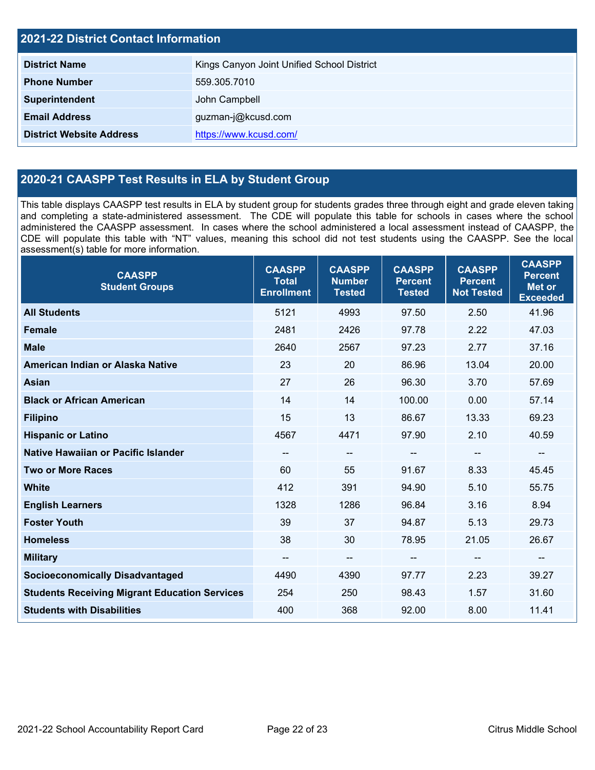## 2021-22 District Contact Information

| | |
|---|---|
| **District Name** | Kings Canyon Joint Unified School District |
| **Phone Number** | 559.305.7010 |
| **Superintendent** | John Campbell |
| **Email Address** | guzman-j@kcusd.com |
| **District Website Address** | https://www.kcusd.com/ |

## 2020-21 CAASPP Test Results in ELA by Student Group

This table displays CAASPP test results in ELA by student group for students grades three through eight and grade eleven taking and completing a state-administered assessment. The CDE will populate this table for schools in cases where the school administered the CAASPP assessment. In cases where the school administered a local assessment instead of CAASPP, the CDE will populate this table with "NT" values, meaning this school did not test students using the CAASPP. See the local assessment(s) table for more information.

| CAASPP Student Groups | CAASPP Total Enrollment | CAASPP Number Tested | CAASPP Percent Tested | CAASPP Percent Not Tested | CAASPP Percent Met or Exceeded |
|---|---|---|---|---|---|
| **All Students** | 5121 | 4993 | 97.50 | 2.50 | 41.96 |
| **Female** | 2481 | 2426 | 97.78 | 2.22 | 47.03 |
| **Male** | 2640 | 2567 | 97.23 | 2.77 | 37.16 |
| **American Indian or Alaska Native** | 23 | 20 | 86.96 | 13.04 | 20.00 |
| **Asian** | 27 | 26 | 96.30 | 3.70 | 57.69 |
| **Black or African American** | 14 | 14 | 100.00 | 0.00 | 57.14 |
| **Filipino** | 15 | 13 | 86.67 | 13.33 | 69.23 |
| **Hispanic or Latino** | 4567 | 4471 | 97.90 | 2.10 | 40.59 |
| **Native Hawaiian or Pacific Islander** | -- | -- | -- | -- | -- |
| **Two or More Races** | 60 | 55 | 91.67 | 8.33 | 45.45 |
| **White** | 412 | 391 | 94.90 | 5.10 | 55.75 |
| **English Learners** | 1328 | 1286 | 96.84 | 3.16 | 8.94 |
| **Foster Youth** | 39 | 37 | 94.87 | 5.13 | 29.73 |
| **Homeless** | 38 | 30 | 78.95 | 21.05 | 26.67 |
| **Military** | -- | -- | -- | -- | -- |
| **Socioeconomically Disadvantaged** | 4490 | 4390 | 97.77 | 2.23 | 39.27 |
| **Students Receiving Migrant Education Services** | 254 | 250 | 98.43 | 1.57 | 31.60 |
| **Students with Disabilities** | 400 | 368 | 92.00 | 8.00 | 11.41 |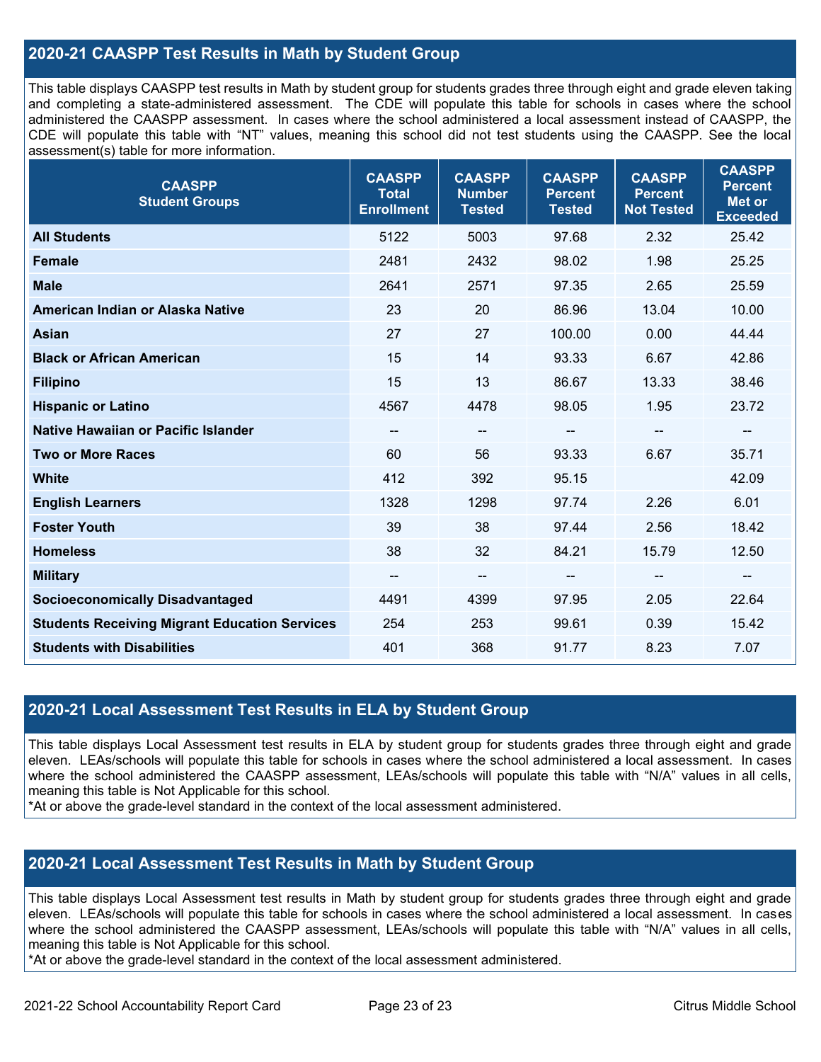## 2020-21 CAASPP Test Results in Math by Student Group

This table displays CAASPP test results in Math by student group for students grades three through eight and grade eleven taking and completing a state-administered assessment. The CDE will populate this table for schools in cases where the school administered the CAASPP assessment. In cases where the school administered a local assessment instead of CAASPP, the CDE will populate this table with "NT" values, meaning this school did not test students using the CAASPP. See the local assessment(s) table for more information.

| CAASPP Student Groups | CAASPP Total Enrollment | CAASPP Number Tested | CAASPP Percent Tested | CAASPP Percent Not Tested | CAASPP Percent Met or Exceeded |
|---|---|---|---|---|---|
| **All Students** | 5122 | 5003 | 97.68 | 2.32 | 25.42 |
| **Female** | 2481 | 2432 | 98.02 | 1.98 | 25.25 |
| **Male** | 2641 | 2571 | 97.35 | 2.65 | 25.59 |
| **American Indian or Alaska Native** | 23 | 20 | 86.96 | 13.04 | 10.00 |
| **Asian** | 27 | 27 | 100.00 | 0.00 | 44.44 |
| **Black or African American** | 15 | 14 | 93.33 | 6.67 | 42.86 |
| **Filipino** | 15 | 13 | 86.67 | 13.33 | 38.46 |
| **Hispanic or Latino** | 4567 | 4478 | 98.05 | 1.95 | 23.72 |
| **Native Hawaiian or Pacific Islander** | -- | -- | -- | -- | -- |
| **Two or More Races** | 60 | 56 | 93.33 | 6.67 | 35.71 |
| **White** | 412 | 392 | 95.15 | | 42.09 |
| **English Learners** | 1328 | 1298 | 97.74 | 2.26 | 6.01 |
| **Foster Youth** | 39 | 38 | 97.44 | 2.56 | 18.42 |
| **Homeless** | 38 | 32 | 84.21 | 15.79 | 12.50 |
| **Military** | -- | -- | -- | -- | -- |
| **Socioeconomically Disadvantaged** | 4491 | 4399 | 97.95 | 2.05 | 22.64 |
| **Students Receiving Migrant Education Services** | 254 | 253 | 99.61 | 0.39 | 15.42 |
| **Students with Disabilities** | 401 | 368 | 91.77 | 8.23 | 7.07 |

## 2020-21 Local Assessment Test Results in ELA by Student Group

This table displays Local Assessment test results in ELA by student group for students grades three through eight and grade eleven. LEAs/schools will populate this table for schools in cases where the school administered a local assessment. In cases where the school administered the CAASPP assessment, LEAs/schools will populate this table with "N/A" values in all cells, meaning this table is Not Applicable for this school.
*At or above the grade-level standard in the context of the local assessment administered.

## 2020-21 Local Assessment Test Results in Math by Student Group

This table displays Local Assessment test results in Math by student group for students grades three through eight and grade eleven. LEAs/schools will populate this table for schools in cases where the school administered a local assessment. In cases where the school administered the CAASPP assessment, LEAs/schools will populate this table with "N/A" values in all cells, meaning this table is Not Applicable for this school.
*At or above the grade-level standard in the context of the local assessment administered.